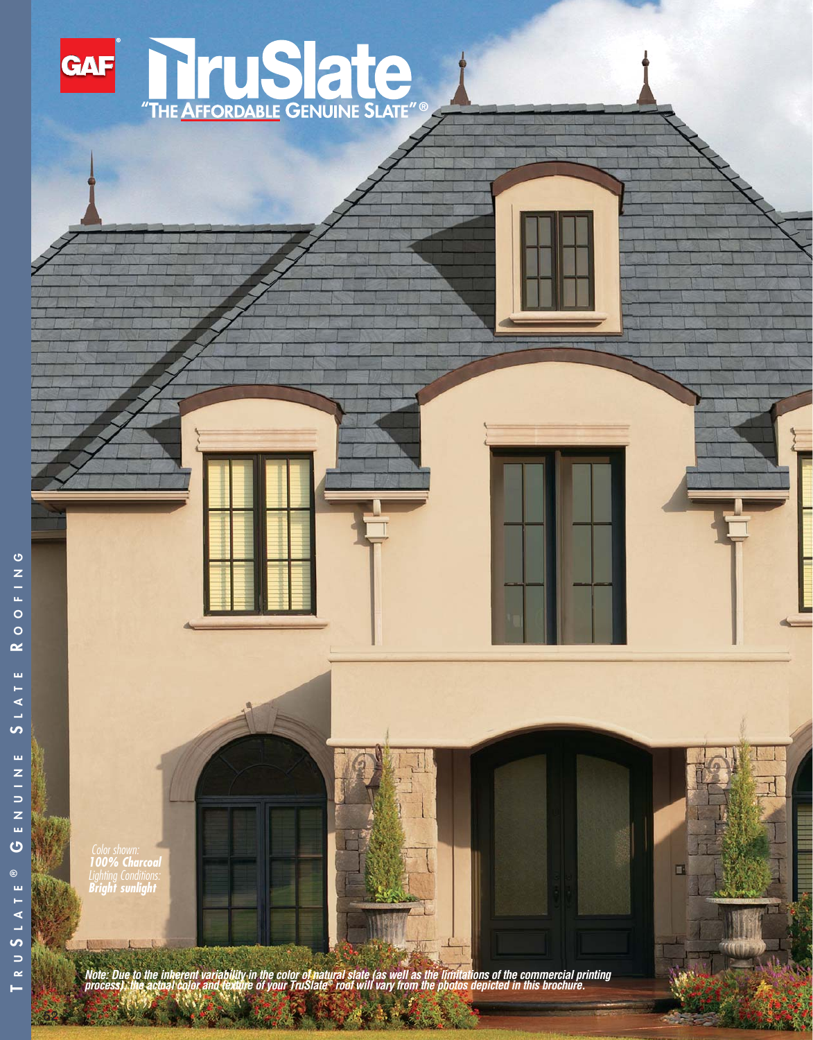GAF®

# TruSlate

"THE AFFORDABLE GENUINE SLATE"®

*Color shown:*
***100% Charcoal***
*Lighting Conditions:*
***Bright sunlight***

***Note: Due to the inherent variability in the color of natural slate (as well as the limitations of the commercial printing process), the actual color and texture of your TruSlate® roof will vary from the photos depicted in this brochure.***

TRUSLATE® GENUINE SLATE ROOFING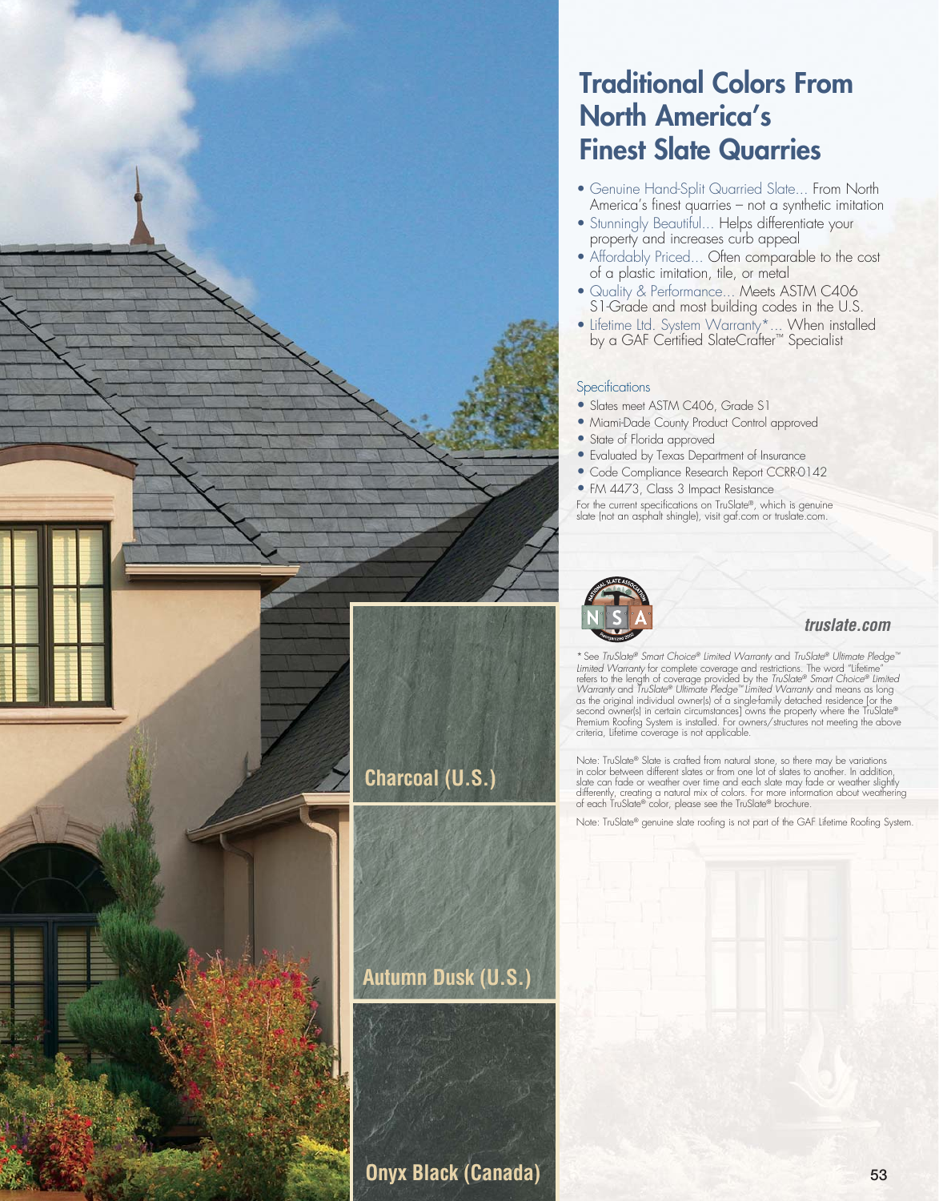# Traditional Colors From North America's Finest Slate Quarries

- Genuine Hand-Split Quarried Slate... From North America's finest quarries – not a synthetic imitation
- Stunningly Beautiful... Helps differentiate your property and increases curb appeal
- Affordably Priced... Often comparable to the cost of a plastic imitation, tile, or metal
- Quality & Performance... Meets ASTM C406 S1-Grade and most building codes in the U.S.
- Lifetime Ltd. System Warranty*... When installed by a GAF Certified SlateCrafter™ Specialist

### Specifications

- Slates meet ASTM C406, Grade S1
- Miami-Dade County Product Control approved
- State of Florida approved
- Evaluated by Texas Department of Insurance
- Code Compliance Research Report CCRR-0142
- FM 4473, Class 3 Impact Resistance

For the current specifications on TruSlate®, which is genuine slate (not an asphalt shingle), visit gaf.com or truslate.com.

**truslate.com**

\* See *TruSlate® Smart Choice® Limited Warranty* and *TruSlate® Ultimate Pledge™ Limited Warranty* for complete coverage and restrictions. The word "Lifetime" refers to the length of coverage provided by the *TruSlate® Smart Choice® Limited Warranty* and *TruSlate® Ultimate Pledge™ Limited Warranty* and means as long as the original individual owner(s) of a single-family detached residence [or the second owner(s) in certain circumstances] owns the property where the TruSlate® Premium Roofing System is installed. For owners/structures not meeting the above criteria, Lifetime coverage is not applicable.

Note: TruSlate® Slate is crafted from natural stone, so there may be variations in color between different slates or from one lot of slates to another. In addition, slate can fade or weather over time and each slate may fade or weather slightly differently, creating a natural mix of colors. For more information about weathering of each TruSlate® color, please see the TruSlate® brochure.

Note: TruSlate® genuine slate roofing is not part of the GAF Lifetime Roofing System.

Charcoal (U.S.)

Autumn Dusk (U.S.)

Onyx Black (Canada)